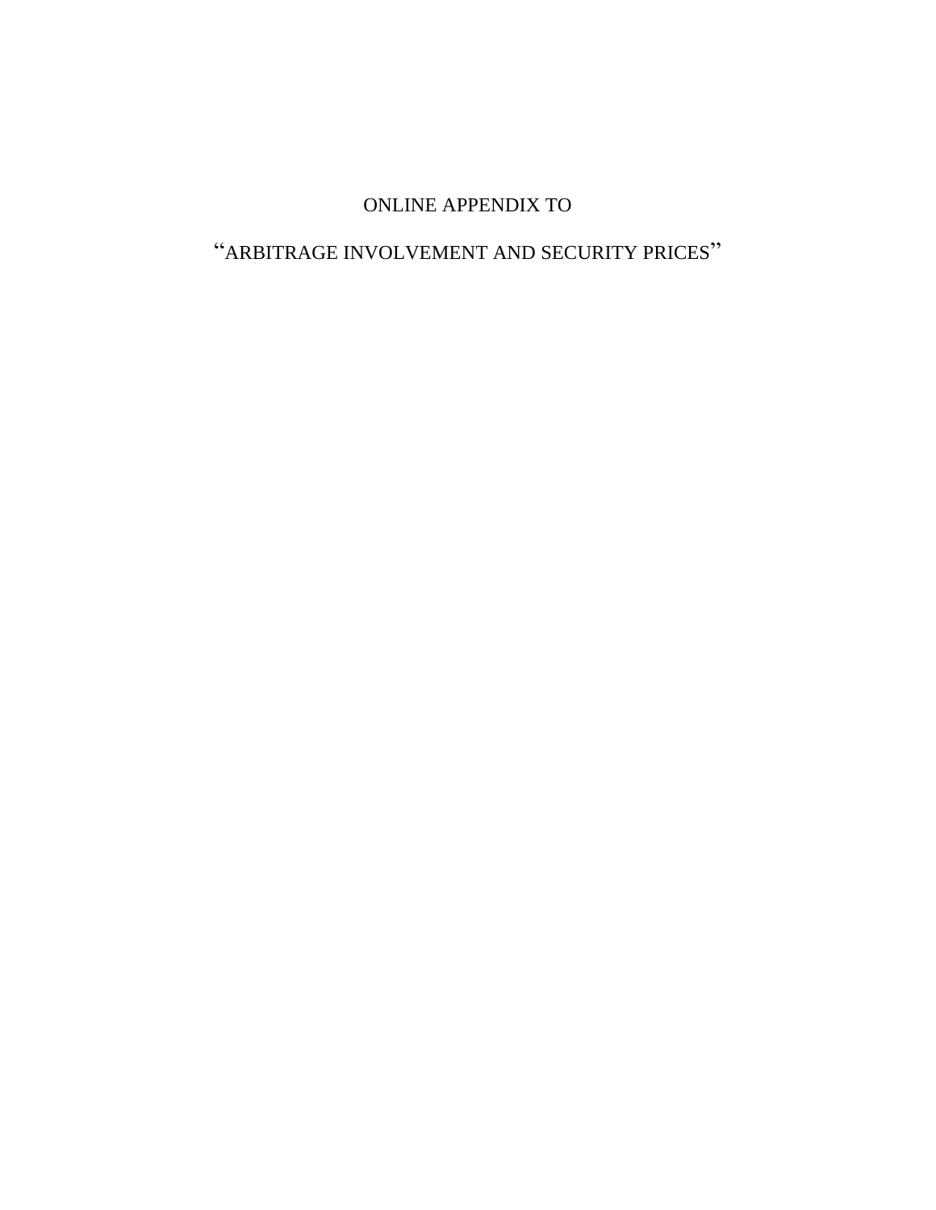# ONLINE APPENDIX TO

# "ARBITRAGE INVOLVEMENT AND SECURITY PRICES"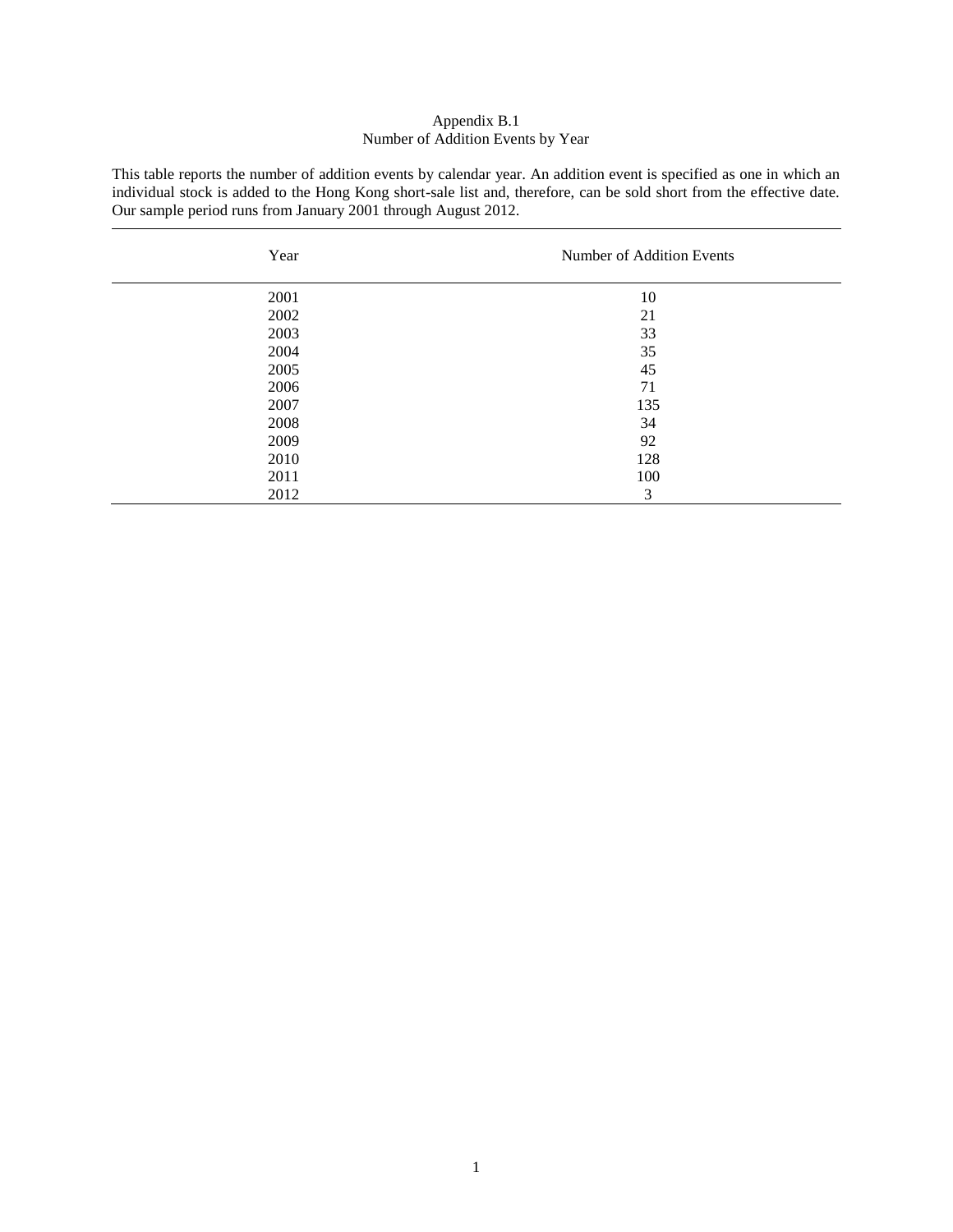Appendix B.1
Number of Addition Events by Year

This table reports the number of addition events by calendar year. An addition event is specified as one in which an individual stock is added to the Hong Kong short-sale list and, therefore, can be sold short from the effective date. Our sample period runs from January 2001 through August 2012.

| Year | Number of Addition Events |
|---|---|
| 2001 | 10 |
| 2002 | 21 |
| 2003 | 33 |
| 2004 | 35 |
| 2005 | 45 |
| 2006 | 71 |
| 2007 | 135 |
| 2008 | 34 |
| 2009 | 92 |
| 2010 | 128 |
| 2011 | 100 |
| 2012 | 3 |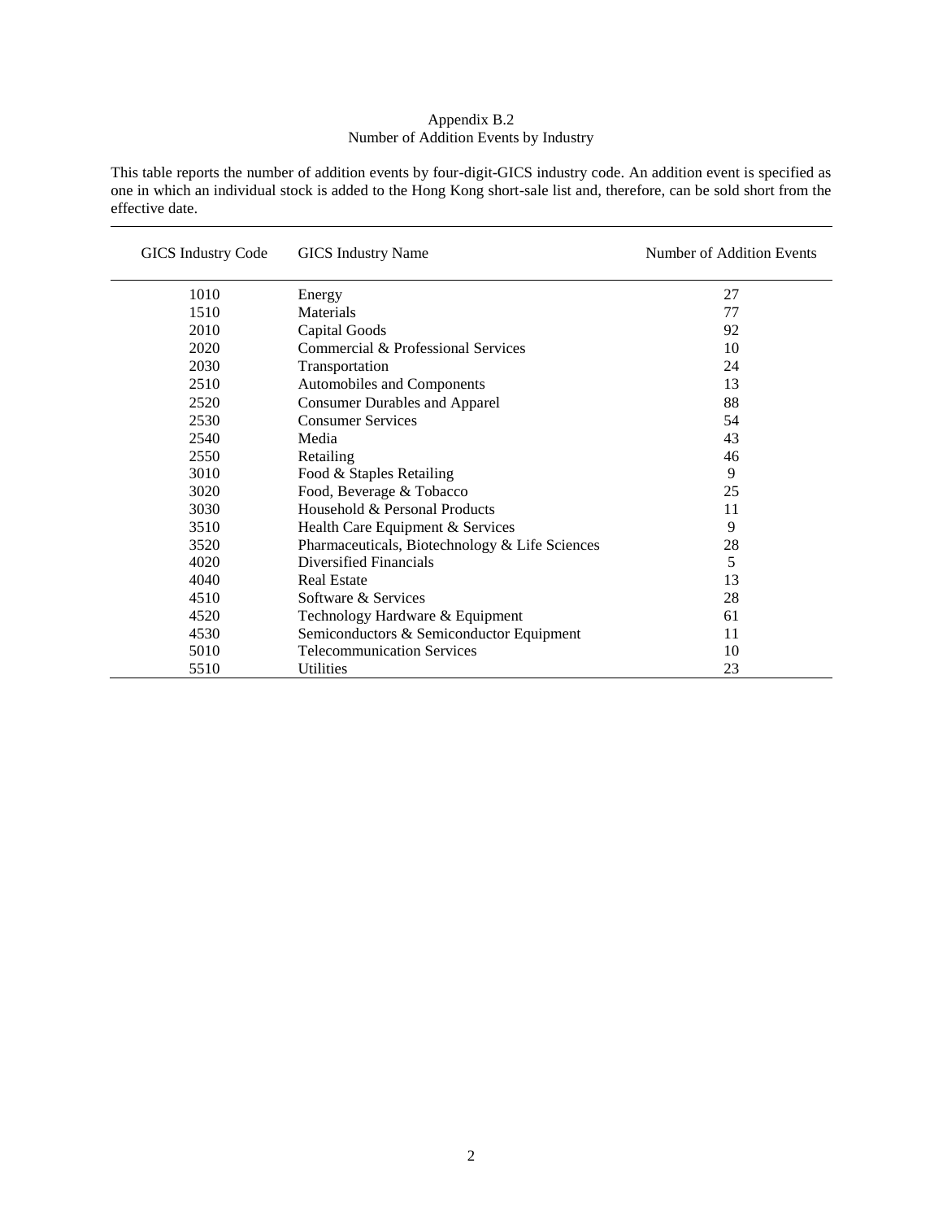Appendix B.2

Number of Addition Events by Industry

This table reports the number of addition events by four-digit-GICS industry code. An addition event is specified as one in which an individual stock is added to the Hong Kong short-sale list and, therefore, can be sold short from the effective date.

| GICS Industry Code | GICS Industry Name | Number of Addition Events |
|---|---|---|
| 1010 | Energy | 27 |
| 1510 | Materials | 77 |
| 2010 | Capital Goods | 92 |
| 2020 | Commercial & Professional Services | 10 |
| 2030 | Transportation | 24 |
| 2510 | Automobiles and Components | 13 |
| 2520 | Consumer Durables and Apparel | 88 |
| 2530 | Consumer Services | 54 |
| 2540 | Media | 43 |
| 2550 | Retailing | 46 |
| 3010 | Food & Staples Retailing | 9 |
| 3020 | Food, Beverage & Tobacco | 25 |
| 3030 | Household & Personal Products | 11 |
| 3510 | Health Care Equipment & Services | 9 |
| 3520 | Pharmaceuticals, Biotechnology & Life Sciences | 28 |
| 4020 | Diversified Financials | 5 |
| 4040 | Real Estate | 13 |
| 4510 | Software & Services | 28 |
| 4520 | Technology Hardware & Equipment | 61 |
| 4530 | Semiconductors & Semiconductor Equipment | 11 |
| 5010 | Telecommunication Services | 10 |
| 5510 | Utilities | 23 |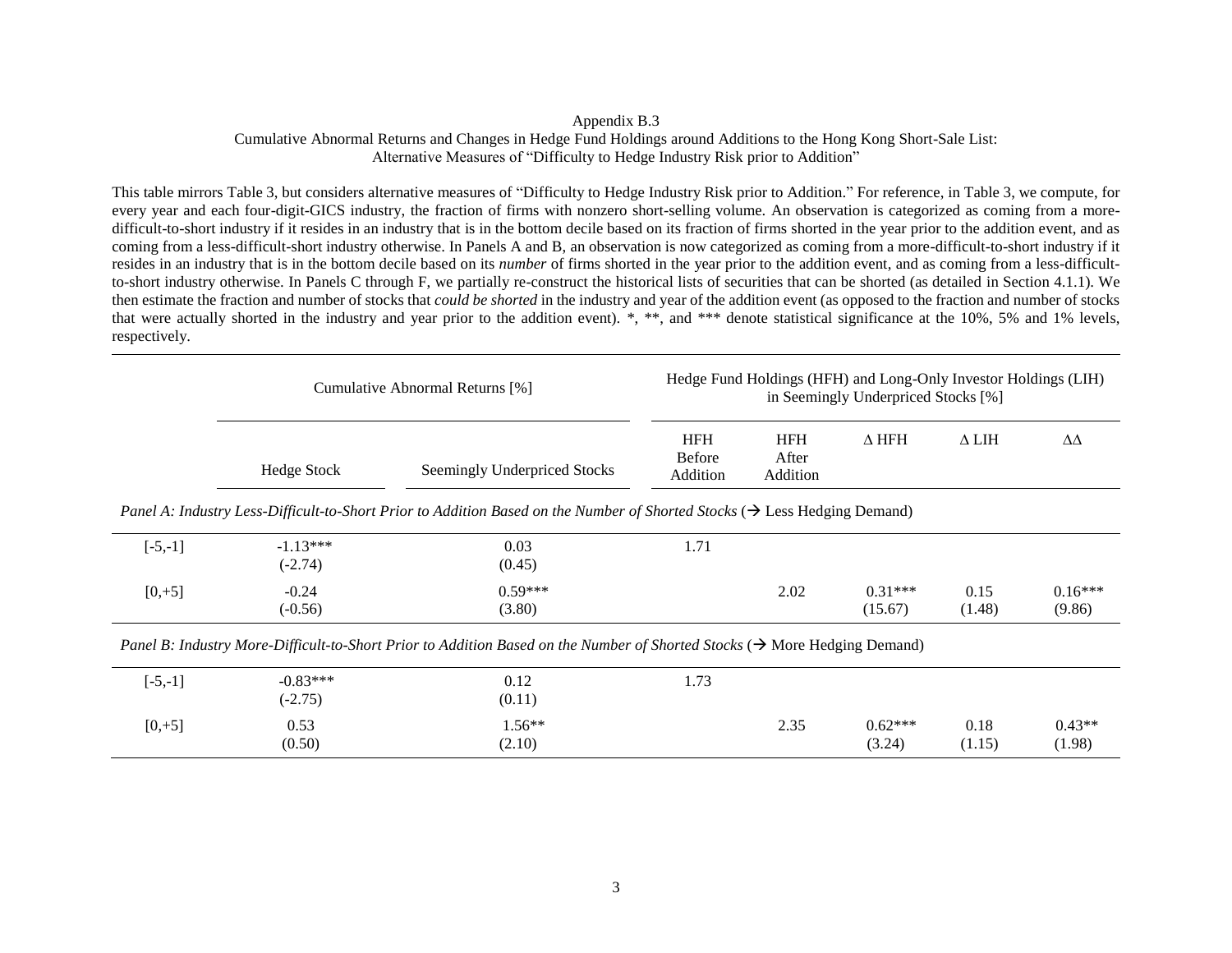Appendix B.3
Cumulative Abnormal Returns and Changes in Hedge Fund Holdings around Additions to the Hong Kong Short-Sale List:
Alternative Measures of "Difficulty to Hedge Industry Risk prior to Addition"

This table mirrors Table 3, but considers alternative measures of "Difficulty to Hedge Industry Risk prior to Addition." For reference, in Table 3, we compute, for every year and each four-digit-GICS industry, the fraction of firms with nonzero short-selling volume. An observation is categorized as coming from a more-difficult-to-short industry if it resides in an industry that is in the bottom decile based on its fraction of firms shorted in the year prior to the addition event, and as coming from a less-difficult-short industry otherwise. In Panels A and B, an observation is now categorized as coming from a more-difficult-to-short industry if it resides in an industry that is in the bottom decile based on its *number* of firms shorted in the year prior to the addition event, and as coming from a less-difficult-to-short industry otherwise. In Panels C through F, we partially re-construct the historical lists of securities that can be shorted (as detailed in Section 4.1.1). We then estimate the fraction and number of stocks that *could be shorted* in the industry and year of the addition event (as opposed to the fraction and number of stocks that were actually shorted in the industry and year prior to the addition event). *, **, and *** denote statistical significance at the 10%, 5% and 1% levels, respectively.

| | Cumulative Abnormal Returns [%] | | Hedge Fund Holdings (HFH) and Long-Only Investor Holdings (LIH) in Seemingly Underpriced Stocks [%] | | | | |
|---|---|---|---|---|---|---|---|
| | Hedge Stock | Seemingly Underpriced Stocks | HFH Before Addition | HFH After Addition | Δ HFH | Δ LIH | ΔΔ |
| *Panel A: Industry Less-Difficult-to-Short Prior to Addition Based on the Number of Shorted Stocks* (→ Less Hedging Demand) | | | | | | | |
| [-5,-1] | -1.13*** | 0.03 | 1.71 | | | | |
| | (-2.74) | (0.45) | | | | | |
| [0,+5] | -0.24 | 0.59*** | | 2.02 | 0.31*** | 0.15 | 0.16*** |
| | (-0.56) | (3.80) | | | (15.67) | (1.48) | (9.86) |
| *Panel B: Industry More-Difficult-to-Short Prior to Addition Based on the Number of Shorted Stocks* (→ More Hedging Demand) | | | | | | | |
| [-5,-1] | -0.83*** | 0.12 | 1.73 | | | | |
| | (-2.75) | (0.11) | | | | | |
| [0,+5] | 0.53 | 1.56** | | 2.35 | 0.62*** | 0.18 | 0.43** |
| | (0.50) | (2.10) | | | (3.24) | (1.15) | (1.98) |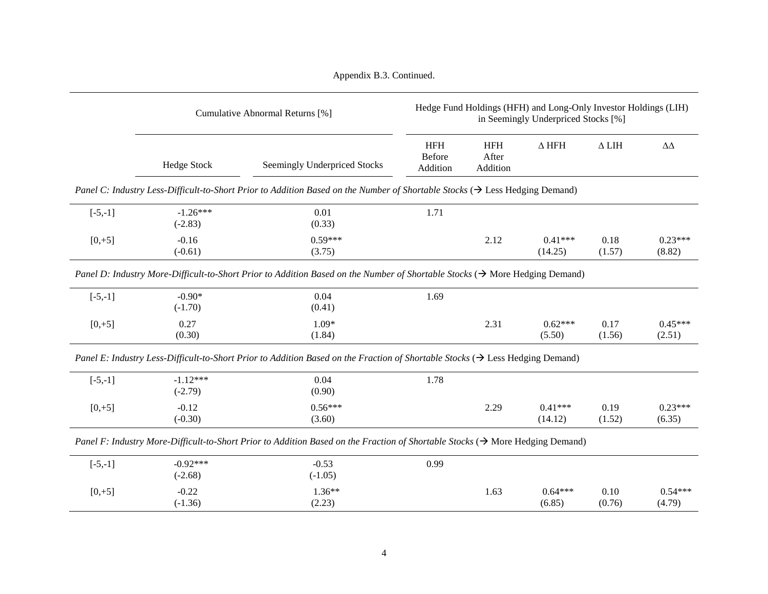Appendix B.3. Continued.

| | Cumulative Abnormal Returns [%] | | Hedge Fund Holdings (HFH) and Long-Only Investor Holdings (LIH) in Seemingly Underpriced Stocks [%] | | | | |
|---|---|---|---|---|---|---|---|
| | Hedge Stock | Seemingly Underpriced Stocks | HFH Before Addition | HFH After Addition | Δ HFH | Δ LIH | ΔΔ |
| *Panel C: Industry Less-Difficult-to-Short Prior to Addition Based on the Number of Shortable Stocks* (→ Less Hedging Demand) | | | | | | | |
| [-5,-1] | -1.26***<br>(-2.83) | 0.01<br>(0.33) | 1.71 | | | | |
| [0,+5] | -0.16<br>(-0.61) | 0.59***<br>(3.75) | | 2.12 | 0.41***<br>(14.25) | 0.18<br>(1.57) | 0.23***<br>(8.82) |
| *Panel D: Industry More-Difficult-to-Short Prior to Addition Based on the Number of Shortable Stocks* (→ More Hedging Demand) | | | | | | | |
| [-5,-1] | -0.90*<br>(-1.70) | 0.04<br>(0.41) | 1.69 | | | | |
| [0,+5] | 0.27<br>(0.30) | 1.09*<br>(1.84) | | 2.31 | 0.62***<br>(5.50) | 0.17<br>(1.56) | 0.45***<br>(2.51) |
| *Panel E: Industry Less-Difficult-to-Short Prior to Addition Based on the Fraction of Shortable Stocks* (→ Less Hedging Demand) | | | | | | | |
| [-5,-1] | -1.12***<br>(-2.79) | 0.04<br>(0.90) | 1.78 | | | | |
| [0,+5] | -0.12<br>(-0.30) | 0.56***<br>(3.60) | | 2.29 | 0.41***<br>(14.12) | 0.19<br>(1.52) | 0.23***<br>(6.35) |
| *Panel F: Industry More-Difficult-to-Short Prior to Addition Based on the Fraction of Shortable Stocks* (→ More Hedging Demand) | | | | | | | |
| [-5,-1] | -0.92***<br>(-2.68) | -0.53<br>(-1.05) | 0.99 | | | | |
| [0,+5] | -0.22<br>(-1.36) | 1.36**<br>(2.23) | | 1.63 | 0.64***<br>(6.85) | 0.10<br>(0.76) | 0.54***<br>(4.79) |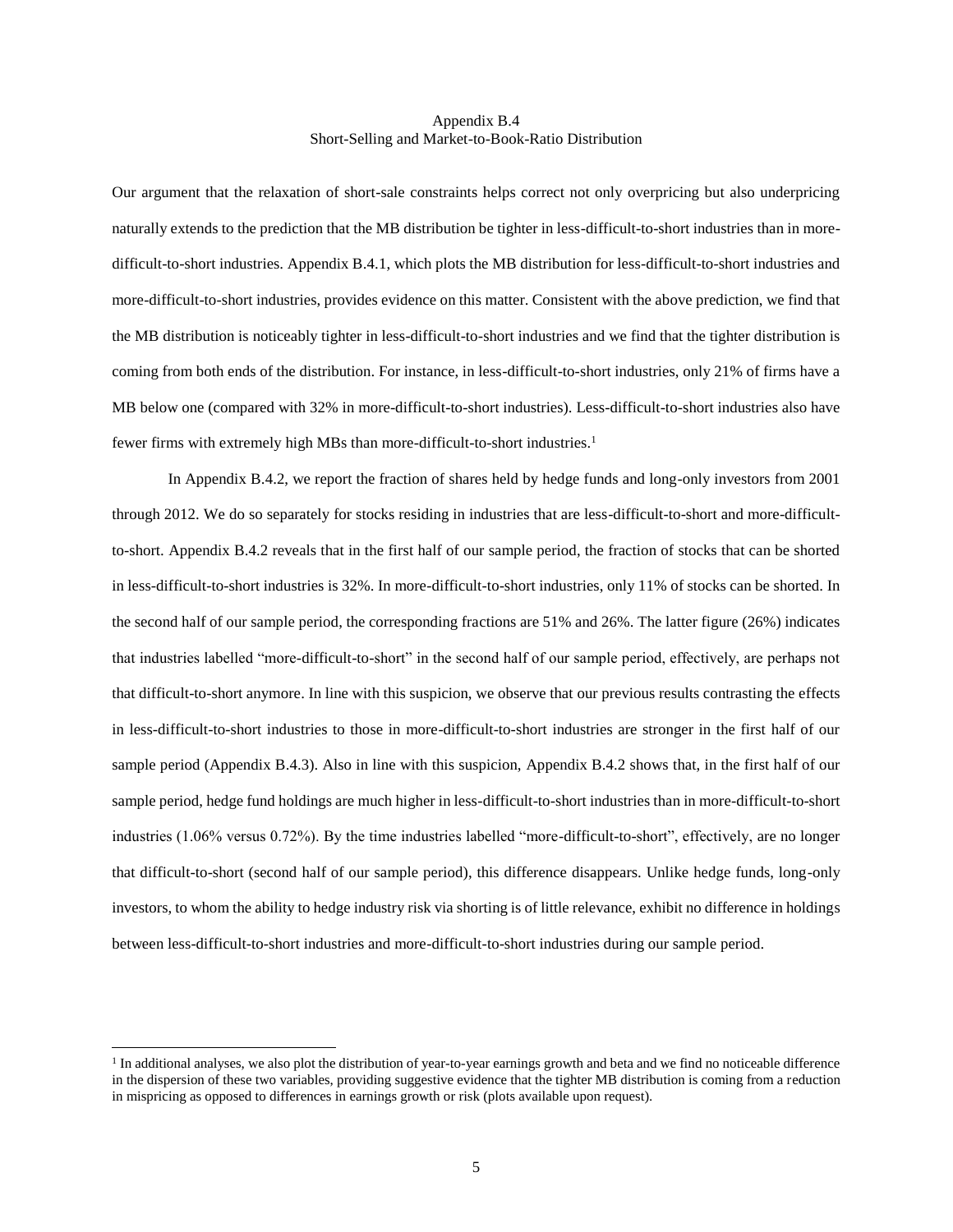# Appendix B.4
## Short-Selling and Market-to-Book-Ratio Distribution

Our argument that the relaxation of short-sale constraints helps correct not only overpricing but also underpricing naturally extends to the prediction that the MB distribution be tighter in less-difficult-to-short industries than in more-difficult-to-short industries. Appendix B.4.1, which plots the MB distribution for less-difficult-to-short industries and more-difficult-to-short industries, provides evidence on this matter. Consistent with the above prediction, we find that the MB distribution is noticeably tighter in less-difficult-to-short industries and we find that the tighter distribution is coming from both ends of the distribution. For instance, in less-difficult-to-short industries, only 21% of firms have a MB below one (compared with 32% in more-difficult-to-short industries). Less-difficult-to-short industries also have fewer firms with extremely high MBs than more-difficult-to-short industries.[1]

In Appendix B.4.2, we report the fraction of shares held by hedge funds and long-only investors from 2001 through 2012. We do so separately for stocks residing in industries that are less-difficult-to-short and more-difficult-to-short. Appendix B.4.2 reveals that in the first half of our sample period, the fraction of stocks that can be shorted in less-difficult-to-short industries is 32%. In more-difficult-to-short industries, only 11% of stocks can be shorted. In the second half of our sample period, the corresponding fractions are 51% and 26%. The latter figure (26%) indicates that industries labelled "more-difficult-to-short" in the second half of our sample period, effectively, are perhaps not that difficult-to-short anymore. In line with this suspicion, we observe that our previous results contrasting the effects in less-difficult-to-short industries to those in more-difficult-to-short industries are stronger in the first half of our sample period (Appendix B.4.3). Also in line with this suspicion, Appendix B.4.2 shows that, in the first half of our sample period, hedge fund holdings are much higher in less-difficult-to-short industries than in more-difficult-to-short industries (1.06% versus 0.72%). By the time industries labelled "more-difficult-to-short", effectively, are no longer that difficult-to-short (second half of our sample period), this difference disappears. Unlike hedge funds, long-only investors, to whom the ability to hedge industry risk via shorting is of little relevance, exhibit no difference in holdings between less-difficult-to-short industries and more-difficult-to-short industries during our sample period.

[1] In additional analyses, we also plot the distribution of year-to-year earnings growth and beta and we find no noticeable difference in the dispersion of these two variables, providing suggestive evidence that the tighter MB distribution is coming from a reduction in mispricing as opposed to differences in earnings growth or risk (plots available upon request).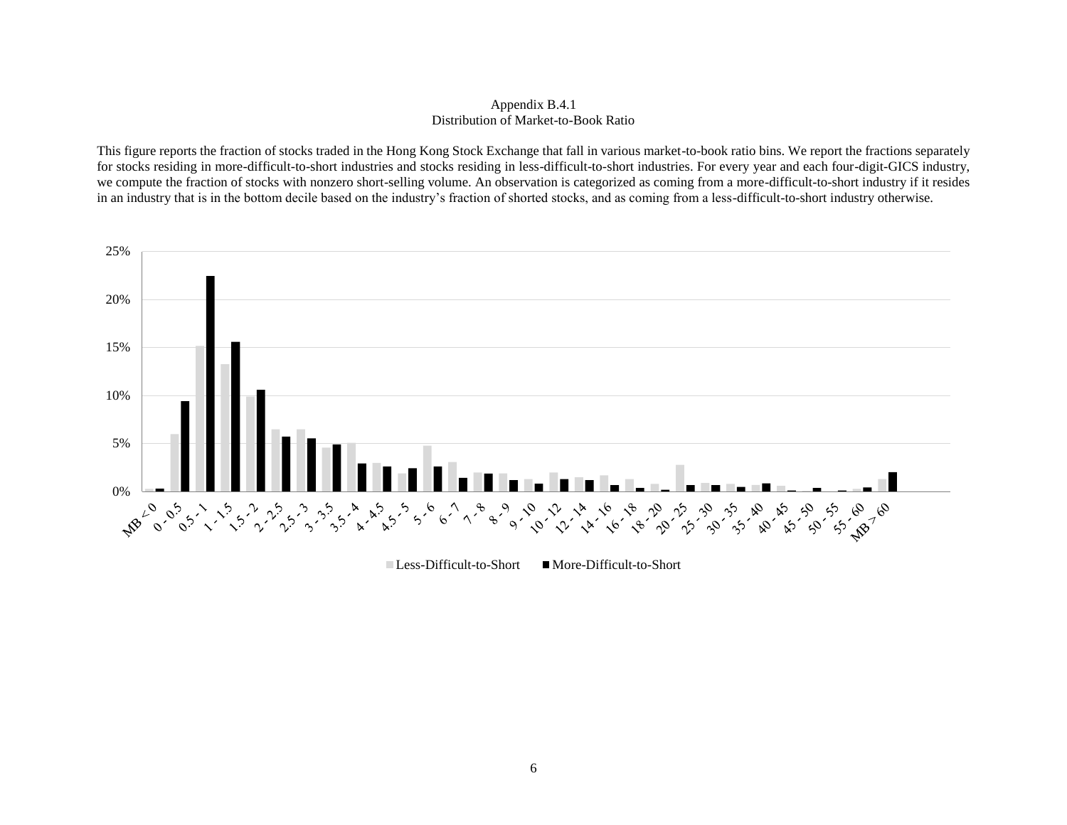Appendix B.4.1
Distribution of Market-to-Book Ratio

This figure reports the fraction of stocks traded in the Hong Kong Stock Exchange that fall in various market-to-book ratio bins. We report the fractions separately for stocks residing in more-difficult-to-short industries and stocks residing in less-difficult-to-short industries. For every year and each four-digit-GICS industry, we compute the fraction of stocks with nonzero short-selling volume. An observation is categorized as coming from a more-difficult-to-short industry if it resides in an industry that is in the bottom decile based on the industry's fraction of shorted stocks, and as coming from a less-difficult-to-short industry otherwise.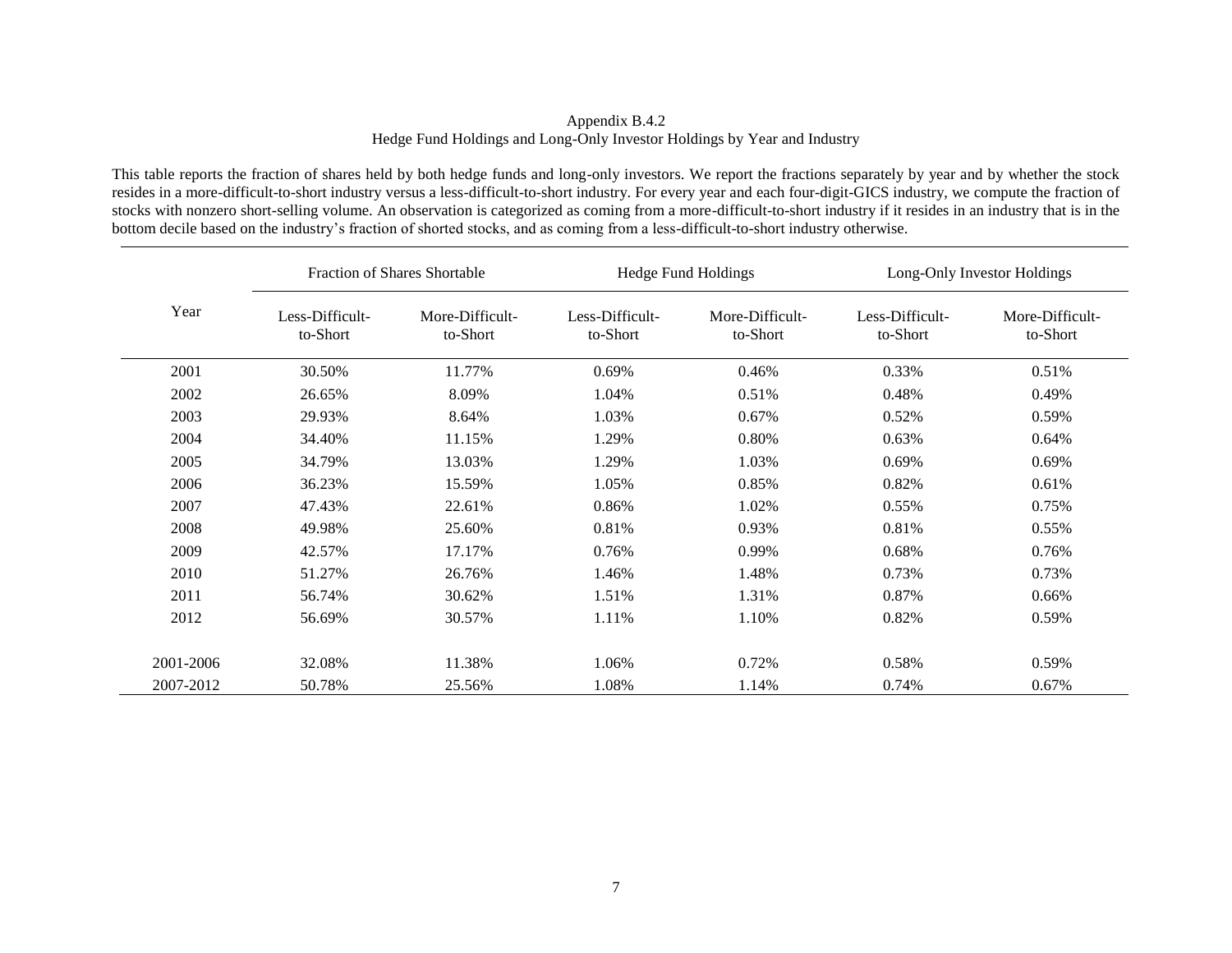Appendix B.4.2

Hedge Fund Holdings and Long-Only Investor Holdings by Year and Industry

This table reports the fraction of shares held by both hedge funds and long-only investors. We report the fractions separately by year and by whether the stock resides in a more-difficult-to-short industry versus a less-difficult-to-short industry. For every year and each four-digit-GICS industry, we compute the fraction of stocks with nonzero short-selling volume. An observation is categorized as coming from a more-difficult-to-short industry if it resides in an industry that is in the bottom decile based on the industry's fraction of shorted stocks, and as coming from a less-difficult-to-short industry otherwise.

| Year | Fraction of Shares Shortable | | Hedge Fund Holdings | | Long-Only Investor Holdings | |
|---|---|---|---|---|---|---|
| | Less-Difficult-to-Short | More-Difficult-to-Short | Less-Difficult-to-Short | More-Difficult-to-Short | Less-Difficult-to-Short | More-Difficult-to-Short |
| 2001 | 30.50% | 11.77% | 0.69% | 0.46% | 0.33% | 0.51% |
| 2002 | 26.65% | 8.09% | 1.04% | 0.51% | 0.48% | 0.49% |
| 2003 | 29.93% | 8.64% | 1.03% | 0.67% | 0.52% | 0.59% |
| 2004 | 34.40% | 11.15% | 1.29% | 0.80% | 0.63% | 0.64% |
| 2005 | 34.79% | 13.03% | 1.29% | 1.03% | 0.69% | 0.69% |
| 2006 | 36.23% | 15.59% | 1.05% | 0.85% | 0.82% | 0.61% |
| 2007 | 47.43% | 22.61% | 0.86% | 1.02% | 0.55% | 0.75% |
| 2008 | 49.98% | 25.60% | 0.81% | 0.93% | 0.81% | 0.55% |
| 2009 | 42.57% | 17.17% | 0.76% | 0.99% | 0.68% | 0.76% |
| 2010 | 51.27% | 26.76% | 1.46% | 1.48% | 0.73% | 0.73% |
| 2011 | 56.74% | 30.62% | 1.51% | 1.31% | 0.87% | 0.66% |
| 2012 | 56.69% | 30.57% | 1.11% | 1.10% | 0.82% | 0.59% |
| 2001-2006 | 32.08% | 11.38% | 1.06% | 0.72% | 0.58% | 0.59% |
| 2007-2012 | 50.78% | 25.56% | 1.08% | 1.14% | 0.74% | 0.67% |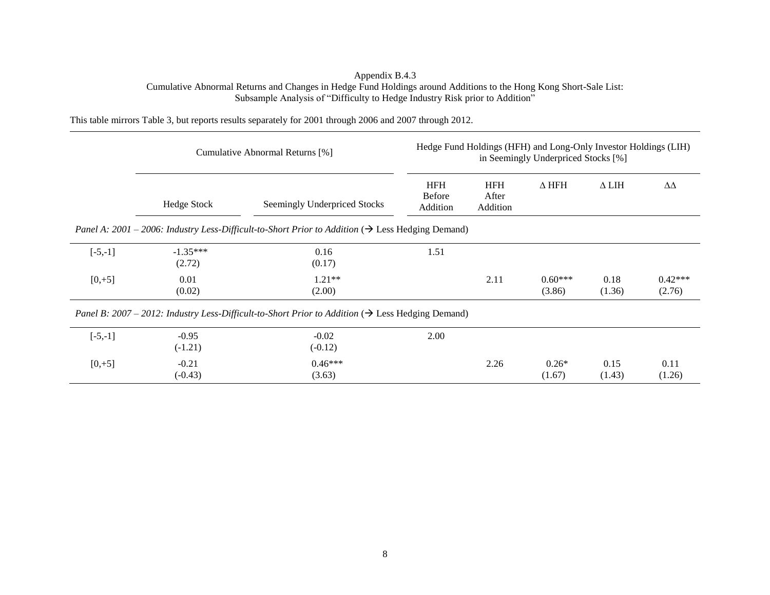# Appendix B.4.3

Cumulative Abnormal Returns and Changes in Hedge Fund Holdings around Additions to the Hong Kong Short-Sale List: Subsample Analysis of "Difficulty to Hedge Industry Risk prior to Addition"

This table mirrors Table 3, but reports results separately for 2001 through 2006 and 2007 through 2012.

| | Cumulative Abnormal Returns [%] | | Hedge Fund Holdings (HFH) and Long-Only Investor Holdings (LIH) in Seemingly Underpriced Stocks [%] | | | | |
|---|---|---|---|---|---|---|---|
| | Hedge Stock | Seemingly Underpriced Stocks | HFH Before Addition | HFH After Addition | Δ HFH | Δ LIH | ΔΔ |
| *Panel A: 2001 – 2006: Industry Less-Difficult-to-Short Prior to Addition* (→ Less Hedging Demand) | | | | | | | |
| [-5,-1] | -1.35*** | 0.16 | 1.51 | | | | |
| | (2.72) | (0.17) | | | | | |
| [0,+5] | 0.01 | 1.21** | | 2.11 | 0.60*** | 0.18 | 0.42*** |
| | (0.02) | (2.00) | | | (3.86) | (1.36) | (2.76) |
| *Panel B: 2007 – 2012: Industry Less-Difficult-to-Short Prior to Addition* (→ Less Hedging Demand) | | | | | | | |
| [-5,-1] | -0.95 | -0.02 | 2.00 | | | | |
| | (-1.21) | (-0.12) | | | | | |
| [0,+5] | -0.21 | 0.46*** | | 2.26 | 0.26* | 0.15 | 0.11 |
| | (-0.43) | (3.63) | | | (1.67) | (1.43) | (1.26) |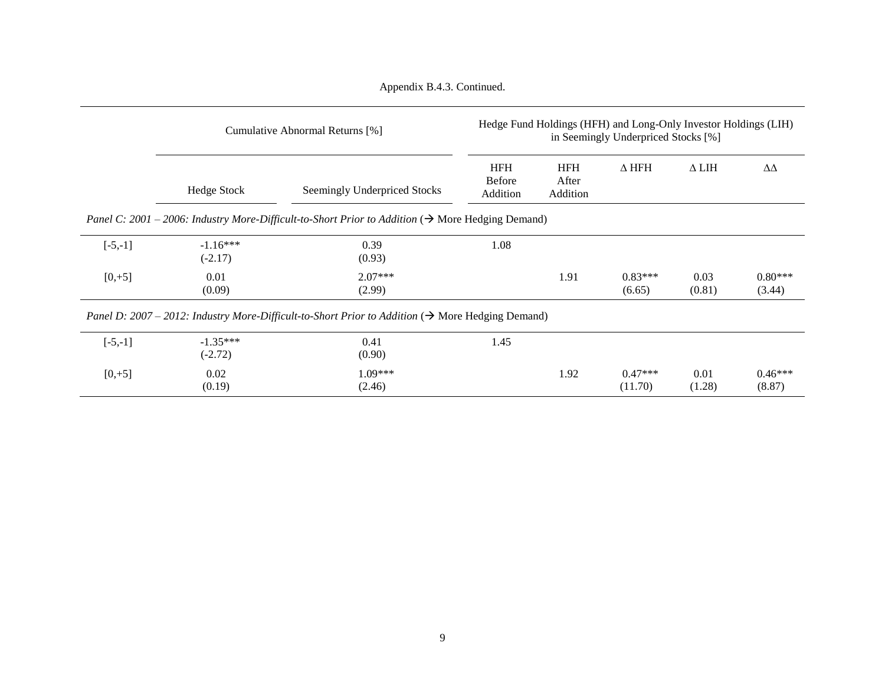Appendix B.4.3. Continued.

| | Cumulative Abnormal Returns [%] | | Hedge Fund Holdings (HFH) and Long-Only Investor Holdings (LIH) in Seemingly Underpriced Stocks [%] | | | | |
|---|---|---|---|---|---|---|---|
| | Hedge Stock | Seemingly Underpriced Stocks | HFH Before Addition | HFH After Addition | Δ HFH | Δ LIH | ΔΔ |
| *Panel C: 2001 – 2006: Industry More-Difficult-to-Short Prior to Addition* (→ More Hedging Demand) | | | | | | | |
| [-5,-1] | -1.16*** | 0.39 | 1.08 | | | | |
| | (-2.17) | (0.93) | | | | | |
| [0,+5] | 0.01 | 2.07*** | | 1.91 | 0.83*** | 0.03 | 0.80*** |
| | (0.09) | (2.99) | | | (6.65) | (0.81) | (3.44) |
| *Panel D: 2007 – 2012: Industry More-Difficult-to-Short Prior to Addition* (→ More Hedging Demand) | | | | | | | |
| [-5,-1] | -1.35*** | 0.41 | 1.45 | | | | |
| | (-2.72) | (0.90) | | | | | |
| [0,+5] | 0.02 | 1.09*** | | 1.92 | 0.47*** | 0.01 | 0.46*** |
| | (0.19) | (2.46) | | | (11.70) | (1.28) | (8.87) |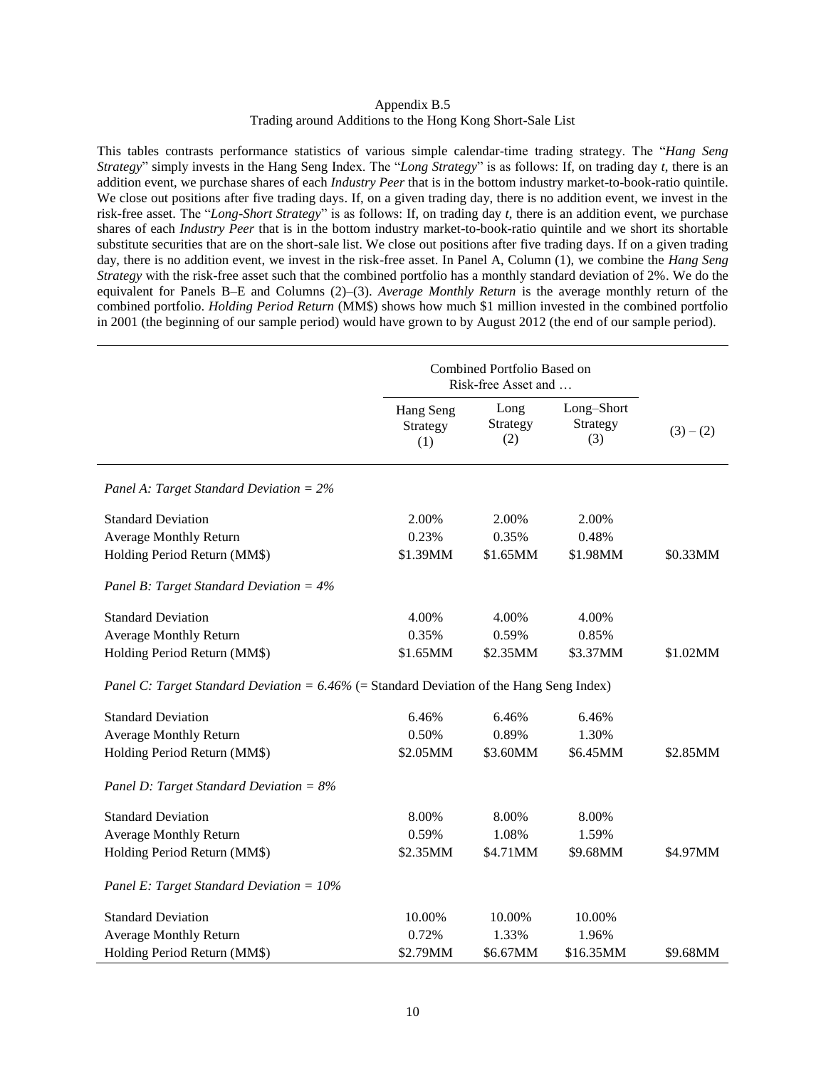Appendix B.5
Trading around Additions to the Hong Kong Short-Sale List

This tables contrasts performance statistics of various simple calendar-time trading strategy. The "*Hang Seng Strategy*" simply invests in the Hang Seng Index. The "*Long Strategy*" is as follows: If, on trading day *t*, there is an addition event, we purchase shares of each *Industry Peer* that is in the bottom industry market-to-book-ratio quintile. We close out positions after five trading days. If, on a given trading day, there is no addition event, we invest in the risk-free asset. The "*Long-Short Strategy*" is as follows: If, on trading day *t*, there is an addition event, we purchase shares of each *Industry Peer* that is in the bottom industry market-to-book-ratio quintile and we short its shortable substitute securities that are on the short-sale list. We close out positions after five trading days. If on a given trading day, there is no addition event, we invest in the risk-free asset. In Panel A, Column (1), we combine the *Hang Seng Strategy* with the risk-free asset such that the combined portfolio has a monthly standard deviation of 2%. We do the equivalent for Panels B–E and Columns (2)–(3). *Average Monthly Return* is the average monthly return of the combined portfolio. *Holding Period Return* (MM$) shows how much $1 million invested in the combined portfolio in 2001 (the beginning of our sample period) would have grown to by August 2012 (the end of our sample period).

| | Combined Portfolio Based on Risk-free Asset and … | | | |
|---|---|---|---|---|
| | Hang Seng Strategy (1) | Long Strategy (2) | Long–Short Strategy (3) | (3) – (2) |
| *Panel A: Target Standard Deviation = 2%* | | | | |
| Standard Deviation | 2.00% | 2.00% | 2.00% | |
| Average Monthly Return | 0.23% | 0.35% | 0.48% | |
| Holding Period Return (MM$) | $1.39MM | $1.65MM | $1.98MM | $0.33MM |
| *Panel B: Target Standard Deviation = 4%* | | | | |
| Standard Deviation | 4.00% | 4.00% | 4.00% | |
| Average Monthly Return | 0.35% | 0.59% | 0.85% | |
| Holding Period Return (MM$) | $1.65MM | $2.35MM | $3.37MM | $1.02MM |
| *Panel C: Target Standard Deviation = 6.46%* (= Standard Deviation of the Hang Seng Index) | | | | |
| Standard Deviation | 6.46% | 6.46% | 6.46% | |
| Average Monthly Return | 0.50% | 0.89% | 1.30% | |
| Holding Period Return (MM$) | $2.05MM | $3.60MM | $6.45MM | $2.85MM |
| *Panel D: Target Standard Deviation = 8%* | | | | |
| Standard Deviation | 8.00% | 8.00% | 8.00% | |
| Average Monthly Return | 0.59% | 1.08% | 1.59% | |
| Holding Period Return (MM$) | $2.35MM | $4.71MM | $9.68MM | $4.97MM |
| *Panel E: Target Standard Deviation = 10%* | | | | |
| Standard Deviation | 10.00% | 10.00% | 10.00% | |
| Average Monthly Return | 0.72% | 1.33% | 1.96% | |
| Holding Period Return (MM$) | $2.79MM | $6.67MM | $16.35MM | $9.68MM |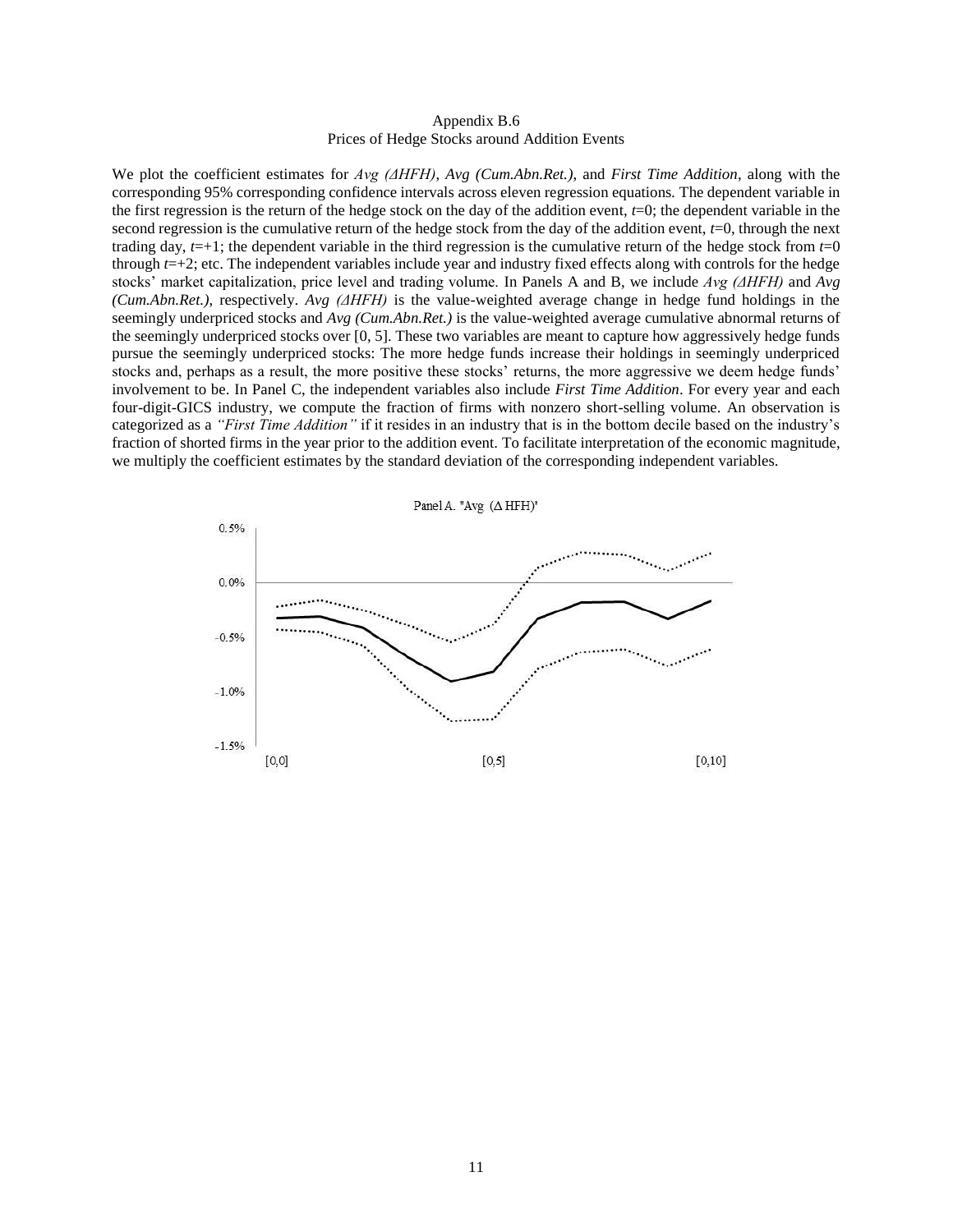Appendix B.6

Prices of Hedge Stocks around Addition Events

We plot the coefficient estimates for *Avg (ΔHFH)*, *Avg (Cum.Abn.Ret.)*, and *First Time Addition*, along with the corresponding 95% corresponding confidence intervals across eleven regression equations. The dependent variable in the first regression is the return of the hedge stock on the day of the addition event, $t$=0; the dependent variable in the second regression is the cumulative return of the hedge stock from the day of the addition event, $t$=0, through the next trading day, $t$=+1; the dependent variable in the third regression is the cumulative return of the hedge stock from $t$=0 through $t$=+2; etc. The independent variables include year and industry fixed effects along with controls for the hedge stocks' market capitalization, price level and trading volume. In Panels A and B, we include *Avg (ΔHFH)* and *Avg (Cum.Abn.Ret.)*, respectively. *Avg (ΔHFH)* is the value-weighted average change in hedge fund holdings in the seemingly underpriced stocks and *Avg (Cum.Abn.Ret.)* is the value-weighted average cumulative abnormal returns of the seemingly underpriced stocks over [0, 5]. These two variables are meant to capture how aggressively hedge funds pursue the seemingly underpriced stocks: The more hedge funds increase their holdings in seemingly underpriced stocks and, perhaps as a result, the more positive these stocks' returns, the more aggressive we deem hedge funds' involvement to be. In Panel C, the independent variables also include *First Time Addition*. For every year and each four-digit-GICS industry, we compute the fraction of firms with nonzero short-selling volume. An observation is categorized as a *"First Time Addition"* if it resides in an industry that is in the bottom decile based on the industry's fraction of shorted firms in the year prior to the addition event. To facilitate interpretation of the economic magnitude, we multiply the coefficient estimates by the standard deviation of the corresponding independent variables.

Panel A. "Avg (Δ HFH)"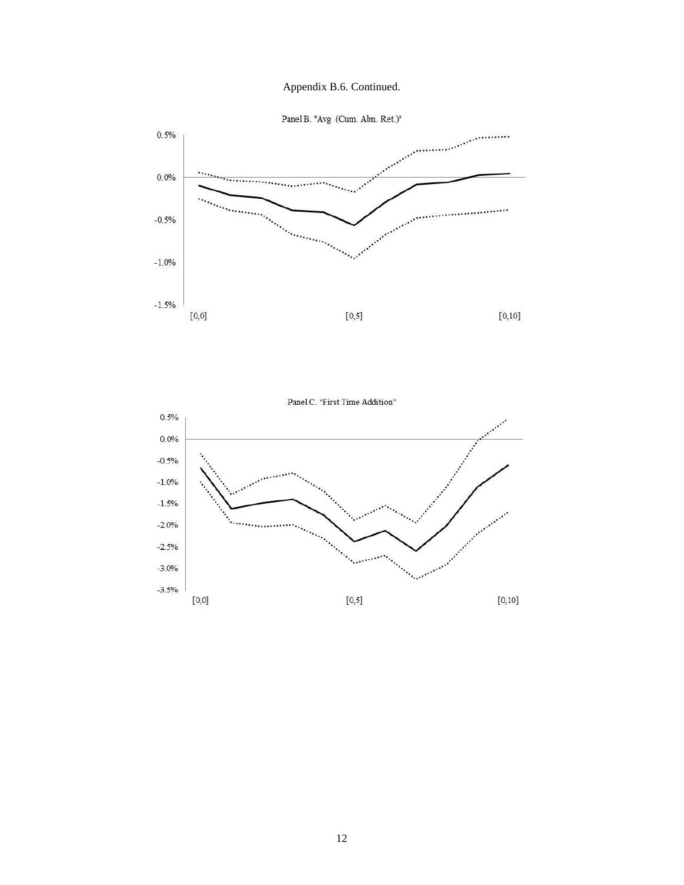Appendix B.6. Continued.

Panel B. "Avg (Cum. Abn. Ret.)"

Panel C. "First Time Addition"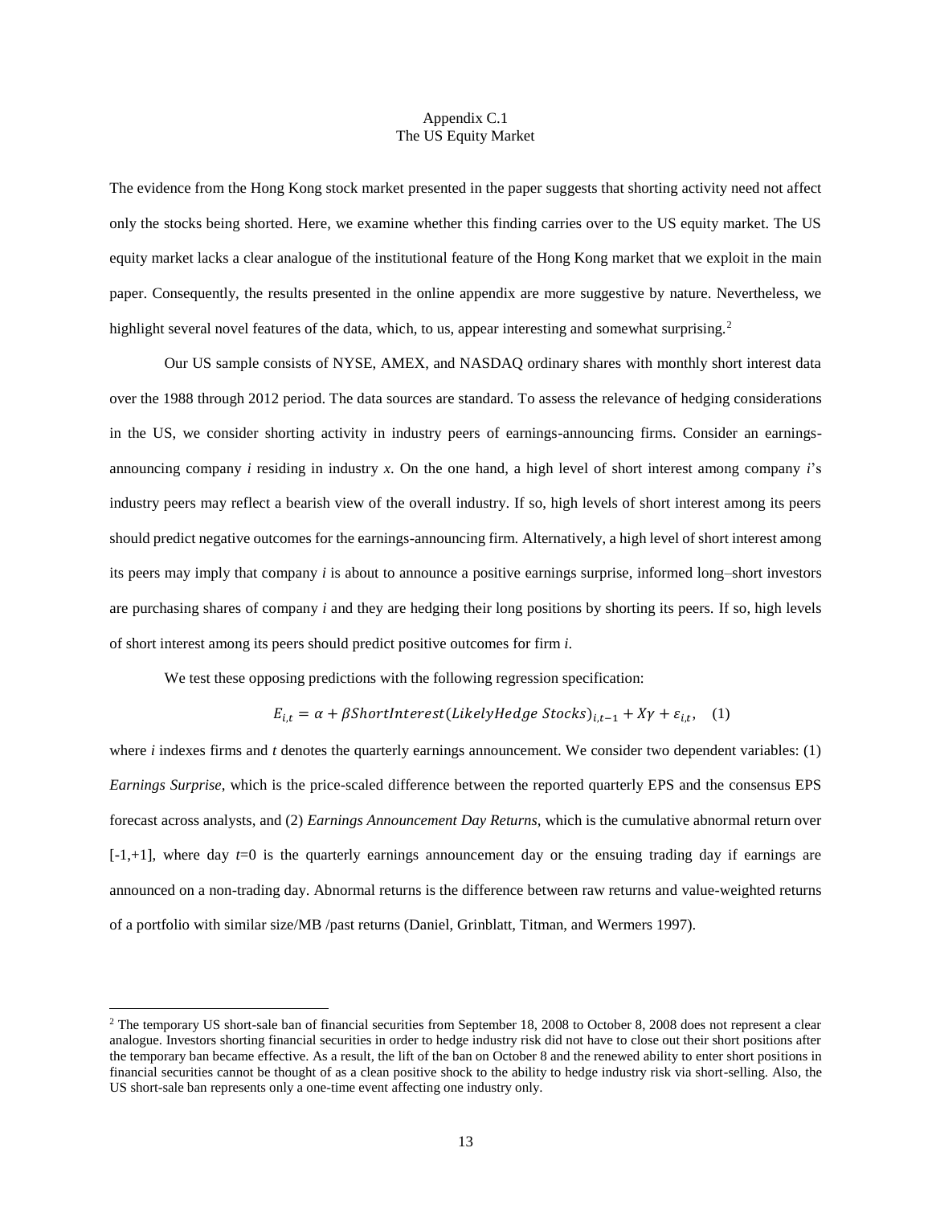# Appendix C.1
## The US Equity Market

The evidence from the Hong Kong stock market presented in the paper suggests that shorting activity need not affect only the stocks being shorted. Here, we examine whether this finding carries over to the US equity market. The US equity market lacks a clear analogue of the institutional feature of the Hong Kong market that we exploit in the main paper. Consequently, the results presented in the online appendix are more suggestive by nature. Nevertheless, we highlight several novel features of the data, which, to us, appear interesting and somewhat surprising.[2]

Our US sample consists of NYSE, AMEX, and NASDAQ ordinary shares with monthly short interest data over the 1988 through 2012 period. The data sources are standard. To assess the relevance of hedging considerations in the US, we consider shorting activity in industry peers of earnings-announcing firms. Consider an earnings-announcing company *i* residing in industry *x*. On the one hand, a high level of short interest among company *i*'s industry peers may reflect a bearish view of the overall industry. If so, high levels of short interest among its peers should predict negative outcomes for the earnings-announcing firm. Alternatively, a high level of short interest among its peers may imply that company *i* is about to announce a positive earnings surprise, informed long–short investors are purchasing shares of company *i* and they are hedging their long positions by shorting its peers. If so, high levels of short interest among its peers should predict positive outcomes for firm *i*.

We test these opposing predictions with the following regression specification:

$$E_{i,t} = \alpha + \beta ShortInterest(LikelyHedge\ Stocks)_{i,t-1} + X\gamma + \varepsilon_{i,t}, \quad (1)$$

where *i* indexes firms and *t* denotes the quarterly earnings announcement. We consider two dependent variables: (1) *Earnings Surprise*, which is the price-scaled difference between the reported quarterly EPS and the consensus EPS forecast across analysts, and (2) *Earnings Announcement Day Returns*, which is the cumulative abnormal return over [-1,+1], where day $t$=0 is the quarterly earnings announcement day or the ensuing trading day if earnings are announced on a non-trading day. Abnormal returns is the difference between raw returns and value-weighted returns of a portfolio with similar size/MB /past returns (Daniel, Grinblatt, Titman, and Wermers 1997).

[2] The temporary US short-sale ban of financial securities from September 18, 2008 to October 8, 2008 does not represent a clear analogue. Investors shorting financial securities in order to hedge industry risk did not have to close out their short positions after the temporary ban became effective. As a result, the lift of the ban on October 8 and the renewed ability to enter short positions in financial securities cannot be thought of as a clean positive shock to the ability to hedge industry risk via short-selling. Also, the US short-sale ban represents only a one-time event affecting one industry only.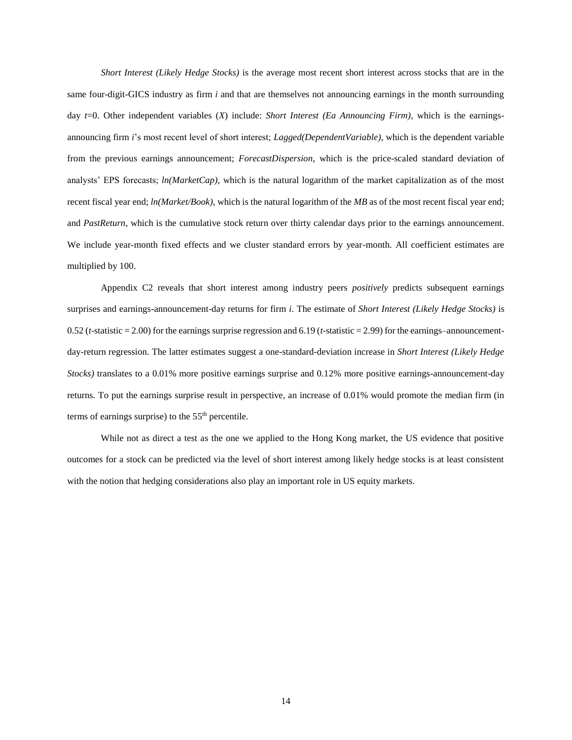*Short Interest (Likely Hedge Stocks)* is the average most recent short interest across stocks that are in the same four-digit-GICS industry as firm *i* and that are themselves not announcing earnings in the month surrounding day $t$=0. Other independent variables ($X$) include: *Short Interest (Ea Announcing Firm)*, which is the earnings-announcing firm *i*'s most recent level of short interest; *Lagged(DependentVariable)*, which is the dependent variable from the previous earnings announcement; *ForecastDispersion*, which is the price-scaled standard deviation of analysts' EPS forecasts; *ln(MarketCap)*, which is the natural logarithm of the market capitalization as of the most recent fiscal year end; *ln(Market/Book)*, which is the natural logarithm of the *MB* as of the most recent fiscal year end; and *PastReturn*, which is the cumulative stock return over thirty calendar days prior to the earnings announcement. We include year-month fixed effects and we cluster standard errors by year-month. All coefficient estimates are multiplied by 100.

Appendix C2 reveals that short interest among industry peers *positively* predicts subsequent earnings surprises and earnings-announcement-day returns for firm *i*. The estimate of *Short Interest (Likely Hedge Stocks)* is 0.52 ($t$-statistic = 2.00) for the earnings surprise regression and 6.19 ($t$-statistic = 2.99) for the earnings–announcement-day-return regression. The latter estimates suggest a one-standard-deviation increase in *Short Interest (Likely Hedge Stocks)* translates to a 0.01% more positive earnings surprise and 0.12% more positive earnings-announcement-day returns. To put the earnings surprise result in perspective, an increase of 0.01% would promote the median firm (in terms of earnings surprise) to the 55th percentile.

While not as direct a test as the one we applied to the Hong Kong market, the US evidence that positive outcomes for a stock can be predicted via the level of short interest among likely hedge stocks is at least consistent with the notion that hedging considerations also play an important role in US equity markets.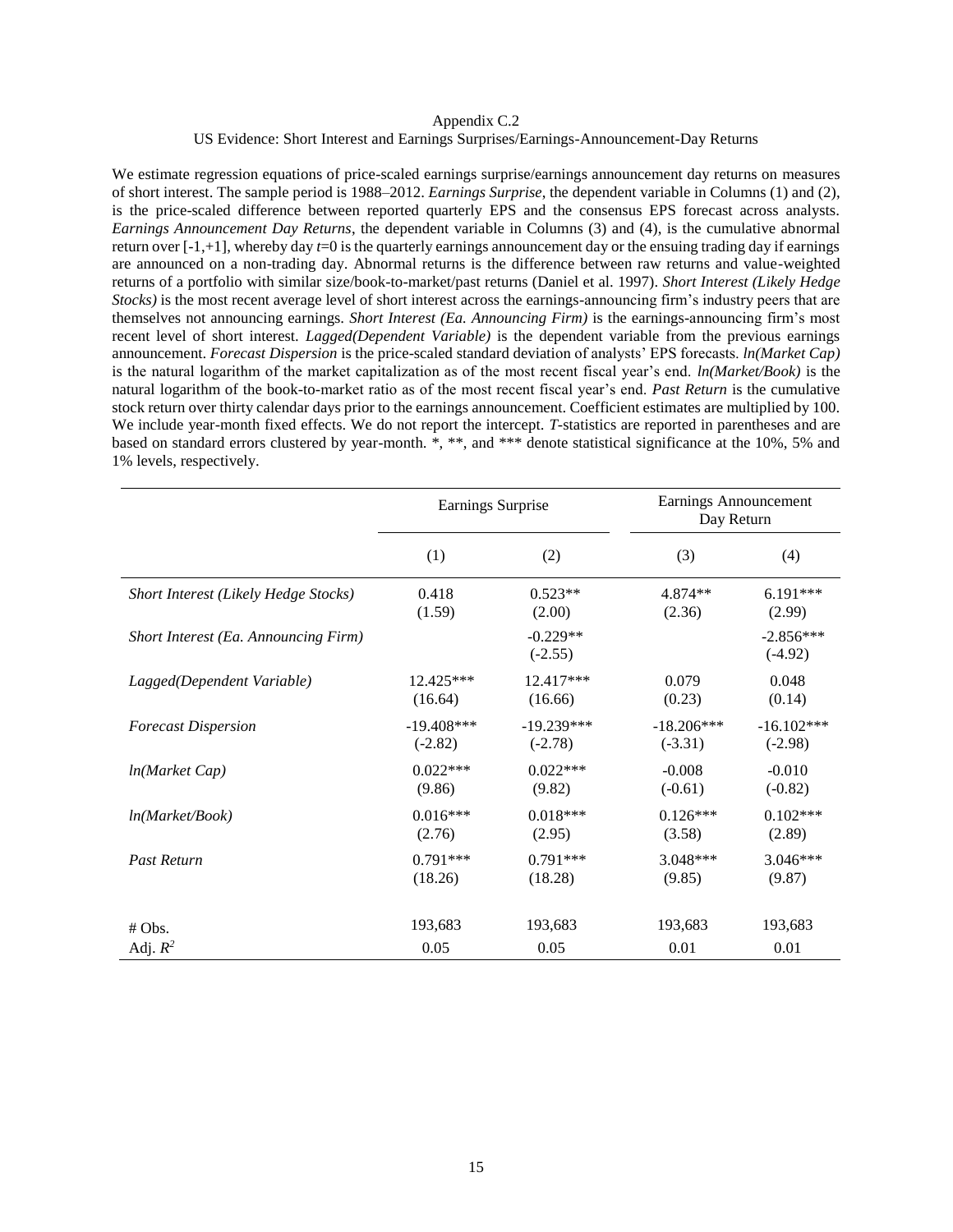Appendix C.2

US Evidence: Short Interest and Earnings Surprises/Earnings-Announcement-Day Returns

We estimate regression equations of price-scaled earnings surprise/earnings announcement day returns on measures of short interest. The sample period is 1988–2012. *Earnings Surprise*, the dependent variable in Columns (1) and (2), is the price-scaled difference between reported quarterly EPS and the consensus EPS forecast across analysts. *Earnings Announcement Day Returns*, the dependent variable in Columns (3) and (4), is the cumulative abnormal return over [-1,+1], whereby day $t$=0 is the quarterly earnings announcement day or the ensuing trading day if earnings are announced on a non-trading day. Abnormal returns is the difference between raw returns and value-weighted returns of a portfolio with similar size/book-to-market/past returns (Daniel et al. 1997). *Short Interest (Likely Hedge Stocks)* is the most recent average level of short interest across the earnings-announcing firm's industry peers that are themselves not announcing earnings. *Short Interest (Ea. Announcing Firm)* is the earnings-announcing firm's most recent level of short interest. *Lagged(Dependent Variable)* is the dependent variable from the previous earnings announcement. *Forecast Dispersion* is the price-scaled standard deviation of analysts' EPS forecasts. *ln(Market Cap)* is the natural logarithm of the market capitalization as of the most recent fiscal year's end. *ln(Market/Book)* is the natural logarithm of the book-to-market ratio as of the most recent fiscal year's end. *Past Return* is the cumulative stock return over thirty calendar days prior to the earnings announcement. Coefficient estimates are multiplied by 100. We include year-month fixed effects. We do not report the intercept. *T*-statistics are reported in parentheses and are based on standard errors clustered by year-month. *, **, and *** denote statistical significance at the 10%, 5% and 1% levels, respectively.

| | Earnings Surprise | | Earnings Announcement Day Return | |
|---|---|---|---|---|
| | (1) | (2) | (3) | (4) |
| *Short Interest (Likely Hedge Stocks)* | 0.418 | 0.523** | 4.874** | 6.191*** |
| | (1.59) | (2.00) | (2.36) | (2.99) |
| *Short Interest (Ea. Announcing Firm)* | | -0.229** | | -2.856*** |
| | | (-2.55) | | (-4.92) |
| *Lagged(Dependent Variable)* | 12.425*** | 12.417*** | 0.079 | 0.048 |
| | (16.64) | (16.66) | (0.23) | (0.14) |
| *Forecast Dispersion* | -19.408*** | -19.239*** | -18.206*** | -16.102*** |
| | (-2.82) | (-2.78) | (-3.31) | (-2.98) |
| *ln(Market Cap)* | 0.022*** | 0.022*** | -0.008 | -0.010 |
| | (9.86) | (9.82) | (-0.61) | (-0.82) |
| *ln(Market/Book)* | 0.016*** | 0.018*** | 0.126*** | 0.102*** |
| | (2.76) | (2.95) | (3.58) | (2.89) |
| *Past Return* | 0.791*** | 0.791*** | 3.048*** | 3.046*** |
| | (18.26) | (18.28) | (9.85) | (9.87) |
| # Obs. | 193,683 | 193,683 | 193,683 | 193,683 |
| Adj. $R^2$ | 0.05 | 0.05 | 0.01 | 0.01 |